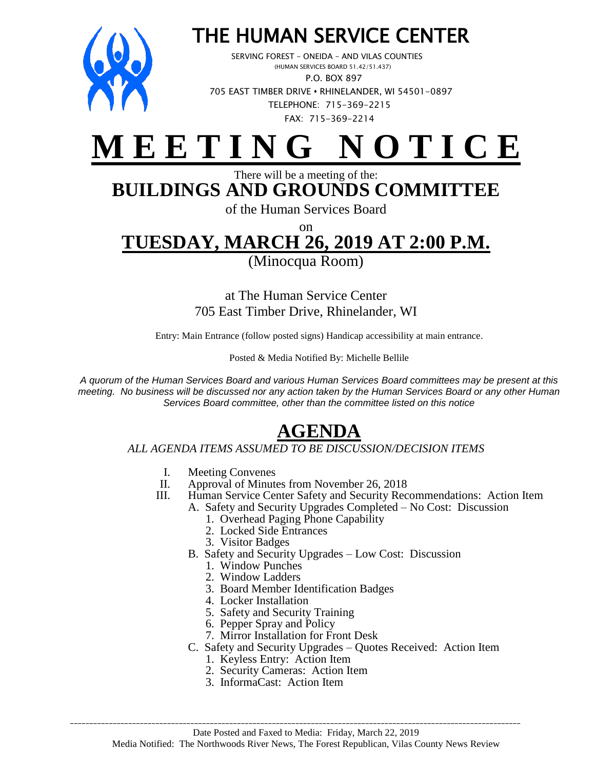# THE HUMAN SERVICE CENTER

SERVING FOREST – ONEIDA – AND VILAS COUNTIES
(HUMAN SERVICES BOARD 51.42/51.437)
P.O. BOX 897
705 EAST TIMBER DRIVE • RHINELANDER, WI 54501-0897
TELEPHONE: 715-369-2215
FAX: 715-369-2214

# MEETING NOTICE

There will be a meeting of the:

## BUILDINGS AND GROUNDS COMMITTEE

of the Human Services Board

on

## TUESDAY, MARCH 26, 2019 AT 2:00 P.M.

(Minocqua Room)

at The Human Service Center
705 East Timber Drive, Rhinelander, WI

Entry: Main Entrance (follow posted signs) Handicap accessibility at main entrance.

Posted & Media Notified By: Michelle Bellile

*A quorum of the Human Services Board and various Human Services Board committees may be present at this meeting. No business will be discussed nor any action taken by the Human Services Board or any other Human Services Board committee, other than the committee listed on this notice*

## AGENDA

*ALL AGENDA ITEMS ASSUMED TO BE DISCUSSION/DECISION ITEMS*

I. Meeting Convenes
II. Approval of Minutes from November 26, 2018
III. Human Service Center Safety and Security Recommendations: Action Item
   - A. Safety and Security Upgrades Completed – No Cost: Discussion
     1. Overhead Paging Phone Capability
     2. Locked Side Entrances
     3. Visitor Badges
   - B. Safety and Security Upgrades – Low Cost: Discussion
     1. Window Punches
     2. Window Ladders
     3. Board Member Identification Badges
     4. Locker Installation
     5. Safety and Security Training
     6. Pepper Spray and Policy
     7. Mirror Installation for Front Desk
   - C. Safety and Security Upgrades – Quotes Received: Action Item
     1. Keyless Entry: Action Item
     2. Security Cameras: Action Item
     3. InformaCast: Action Item

---

Date Posted and Faxed to Media: Friday, March 22, 2019
Media Notified: The Northwoods River News, The Forest Republican, Vilas County News Review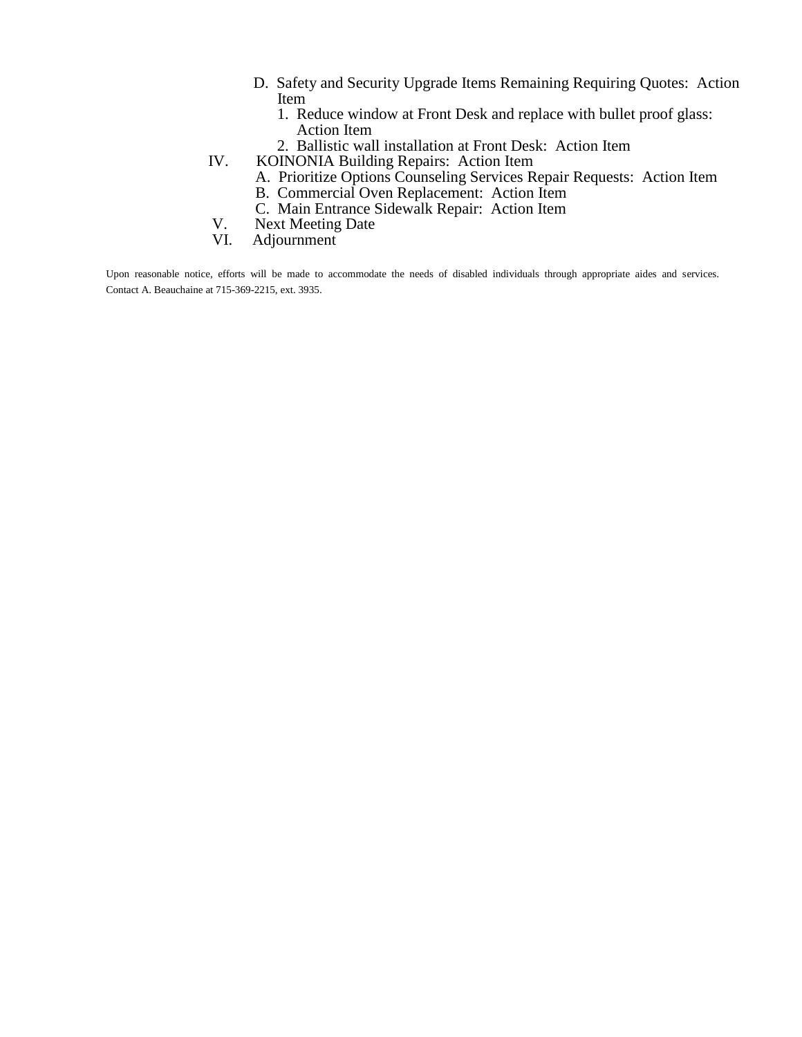- D. Safety and Security Upgrade Items Remaining Requiring Quotes: Action Item
  1. Reduce window at Front Desk and replace with bullet proof glass: Action Item
  2. Ballistic wall installation at Front Desk: Action Item

IV. KOINONIA Building Repairs: Action Item
- A. Prioritize Options Counseling Services Repair Requests: Action Item
- B. Commercial Oven Replacement: Action Item
- C. Main Entrance Sidewalk Repair: Action Item

V. Next Meeting Date

VI. Adjournment

Upon reasonable notice, efforts will be made to accommodate the needs of disabled individuals through appropriate aides and services. Contact A. Beauchaine at 715-369-2215, ext. 3935.